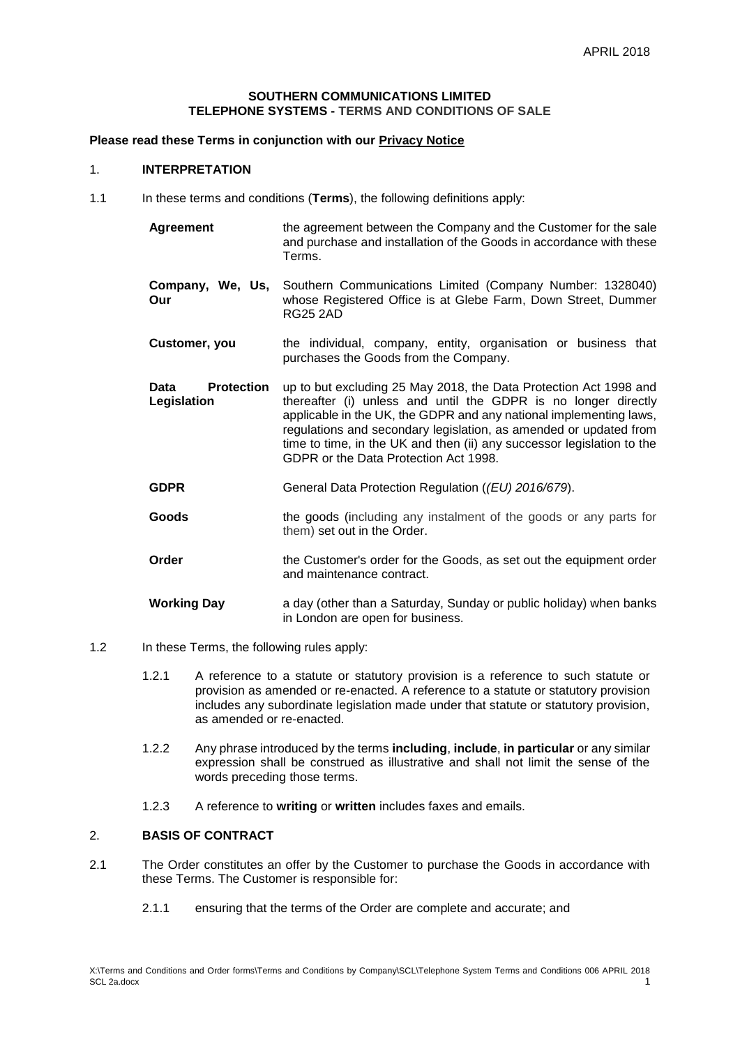**SOUTHERN COMMUNICATIONS LIMITED**
**TELEPHONE SYSTEMS - TERMS AND CONDITIONS OF SALE**

**Please read these Terms in conjunction with our Privacy Notice**

## 1. INTERPRETATION

1.1 In these terms and conditions (**Terms**), the following definitions apply:

| | |
|---|---|
| **Agreement** | the agreement between the Company and the Customer for the sale and purchase and installation of the Goods in accordance with these Terms. |
| **Company, We, Us, Our** | Southern Communications Limited (Company Number: 1328040) whose Registered Office is at Glebe Farm, Down Street, Dummer RG25 2AD |
| **Customer, you** | the individual, company, entity, organisation or business that purchases the Goods from the Company. |
| **Data Protection Legislation** | up to but excluding 25 May 2018, the Data Protection Act 1998 and thereafter (i) unless and until the GDPR is no longer directly applicable in the UK, the GDPR and any national implementing laws, regulations and secondary legislation, as amended or updated from time to time, in the UK and then (ii) any successor legislation to the GDPR or the Data Protection Act 1998. |
| **GDPR** | General Data Protection Regulation (*(EU) 2016/679*). |
| **Goods** | the goods (including any instalment of the goods or any parts for them) set out in the Order. |
| **Order** | the Customer's order for the Goods, as set out the equipment order and maintenance contract. |
| **Working Day** | a day (other than a Saturday, Sunday or public holiday) when banks in London are open for business. |

1.2 In these Terms, the following rules apply:

1.2.1 A reference to a statute or statutory provision is a reference to such statute or provision as amended or re-enacted. A reference to a statute or statutory provision includes any subordinate legislation made under that statute or statutory provision, as amended or re-enacted.

1.2.2 Any phrase introduced by the terms **including**, **include**, **in particular** or any similar expression shall be construed as illustrative and shall not limit the sense of the words preceding those terms.

1.2.3 A reference to **writing** or **written** includes faxes and emails.

## 2. BASIS OF CONTRACT

2.1 The Order constitutes an offer by the Customer to purchase the Goods in accordance with these Terms. The Customer is responsible for:

2.1.1 ensuring that the terms of the Order are complete and accurate; and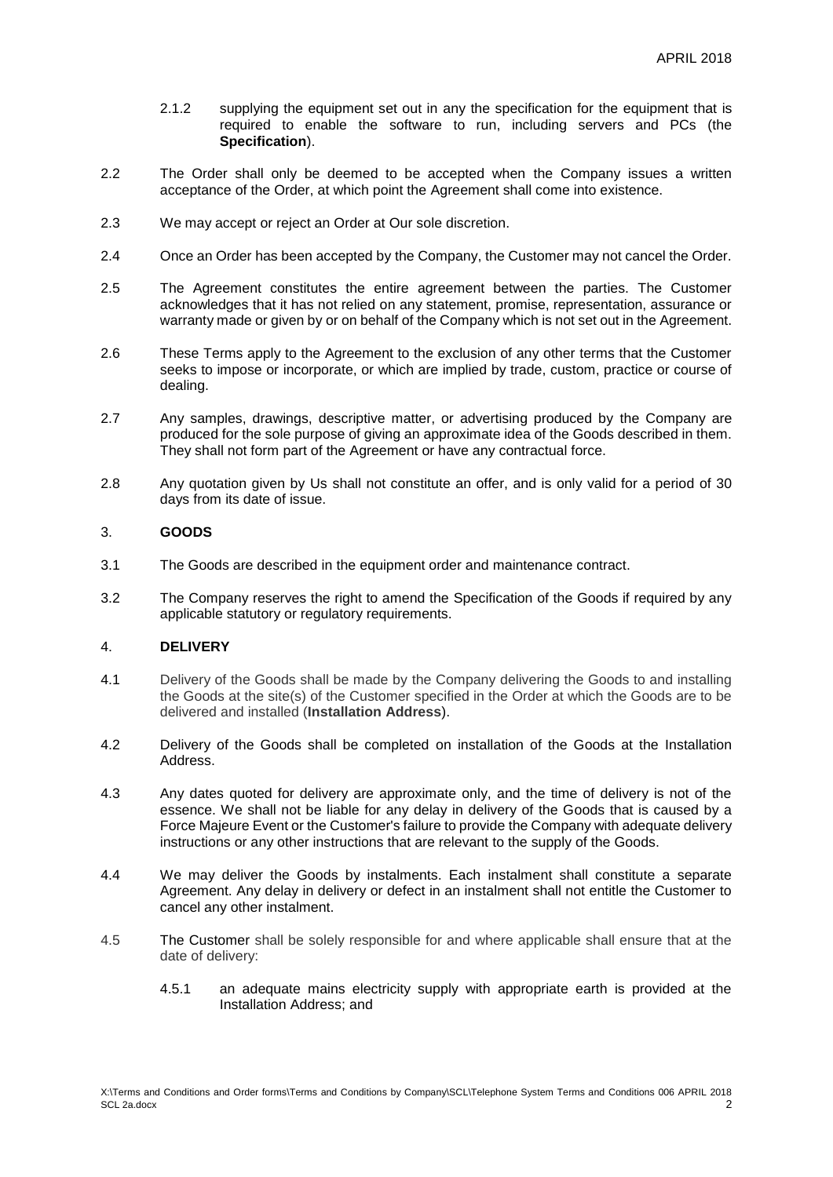2.1.2 supplying the equipment set out in any the specification for the equipment that is required to enable the software to run, including servers and PCs (the **Specification**).

2.2 The Order shall only be deemed to be accepted when the Company issues a written acceptance of the Order, at which point the Agreement shall come into existence.

2.3 We may accept or reject an Order at Our sole discretion.

2.4 Once an Order has been accepted by the Company, the Customer may not cancel the Order.

2.5 The Agreement constitutes the entire agreement between the parties. The Customer acknowledges that it has not relied on any statement, promise, representation, assurance or warranty made or given by or on behalf of the Company which is not set out in the Agreement.

2.6 These Terms apply to the Agreement to the exclusion of any other terms that the Customer seeks to impose or incorporate, or which are implied by trade, custom, practice or course of dealing.

2.7 Any samples, drawings, descriptive matter, or advertising produced by the Company are produced for the sole purpose of giving an approximate idea of the Goods described in them. They shall not form part of the Agreement or have any contractual force.

2.8 Any quotation given by Us shall not constitute an offer, and is only valid for a period of 30 days from its date of issue.

## 3. GOODS

3.1 The Goods are described in the equipment order and maintenance contract.

3.2 The Company reserves the right to amend the Specification of the Goods if required by any applicable statutory or regulatory requirements.

## 4. DELIVERY

4.1 Delivery of the Goods shall be made by the Company delivering the Goods to and installing the Goods at the site(s) of the Customer specified in the Order at which the Goods are to be delivered and installed (**Installation Address**).

4.2 Delivery of the Goods shall be completed on installation of the Goods at the Installation Address.

4.3 Any dates quoted for delivery are approximate only, and the time of delivery is not of the essence. We shall not be liable for any delay in delivery of the Goods that is caused by a Force Majeure Event or the Customer's failure to provide the Company with adequate delivery instructions or any other instructions that are relevant to the supply of the Goods.

4.4 We may deliver the Goods by instalments. Each instalment shall constitute a separate Agreement. Any delay in delivery or defect in an instalment shall not entitle the Customer to cancel any other instalment.

4.5 The Customer shall be solely responsible for and where applicable shall ensure that at the date of delivery:

4.5.1 an adequate mains electricity supply with appropriate earth is provided at the Installation Address; and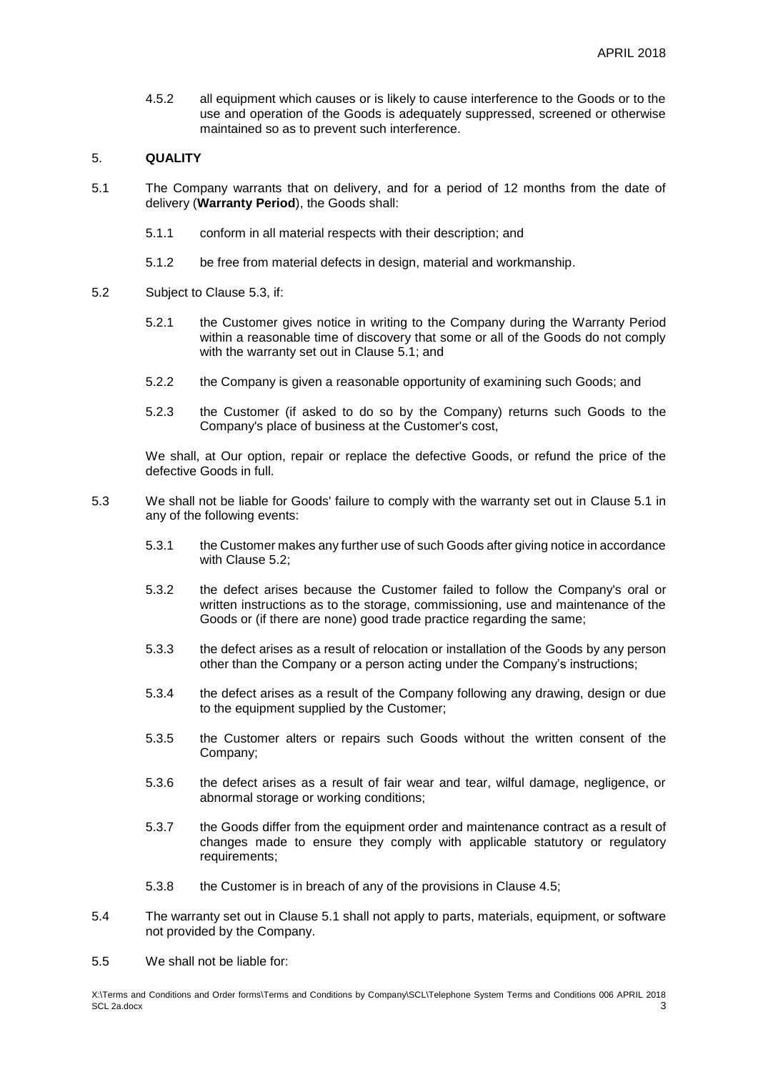4.5.2 all equipment which causes or is likely to cause interference to the Goods or to the use and operation of the Goods is adequately suppressed, screened or otherwise maintained so as to prevent such interference.

## 5. QUALITY

5.1 The Company warrants that on delivery, and for a period of 12 months from the date of delivery (**Warranty Period**), the Goods shall:

5.1.1 conform in all material respects with their description; and

5.1.2 be free from material defects in design, material and workmanship.

5.2 Subject to Clause 5.3, if:

5.2.1 the Customer gives notice in writing to the Company during the Warranty Period within a reasonable time of discovery that some or all of the Goods do not comply with the warranty set out in Clause 5.1; and

5.2.2 the Company is given a reasonable opportunity of examining such Goods; and

5.2.3 the Customer (if asked to do so by the Company) returns such Goods to the Company's place of business at the Customer's cost,

We shall, at Our option, repair or replace the defective Goods, or refund the price of the defective Goods in full.

5.3 We shall not be liable for Goods' failure to comply with the warranty set out in Clause 5.1 in any of the following events:

5.3.1 the Customer makes any further use of such Goods after giving notice in accordance with Clause 5.2;

5.3.2 the defect arises because the Customer failed to follow the Company's oral or written instructions as to the storage, commissioning, use and maintenance of the Goods or (if there are none) good trade practice regarding the same;

5.3.3 the defect arises as a result of relocation or installation of the Goods by any person other than the Company or a person acting under the Company's instructions;

5.3.4 the defect arises as a result of the Company following any drawing, design or due to the equipment supplied by the Customer;

5.3.5 the Customer alters or repairs such Goods without the written consent of the Company;

5.3.6 the defect arises as a result of fair wear and tear, wilful damage, negligence, or abnormal storage or working conditions;

5.3.7 the Goods differ from the equipment order and maintenance contract as a result of changes made to ensure they comply with applicable statutory or regulatory requirements;

5.3.8 the Customer is in breach of any of the provisions in Clause 4.5;

5.4 The warranty set out in Clause 5.1 shall not apply to parts, materials, equipment, or software not provided by the Company.

5.5 We shall not be liable for: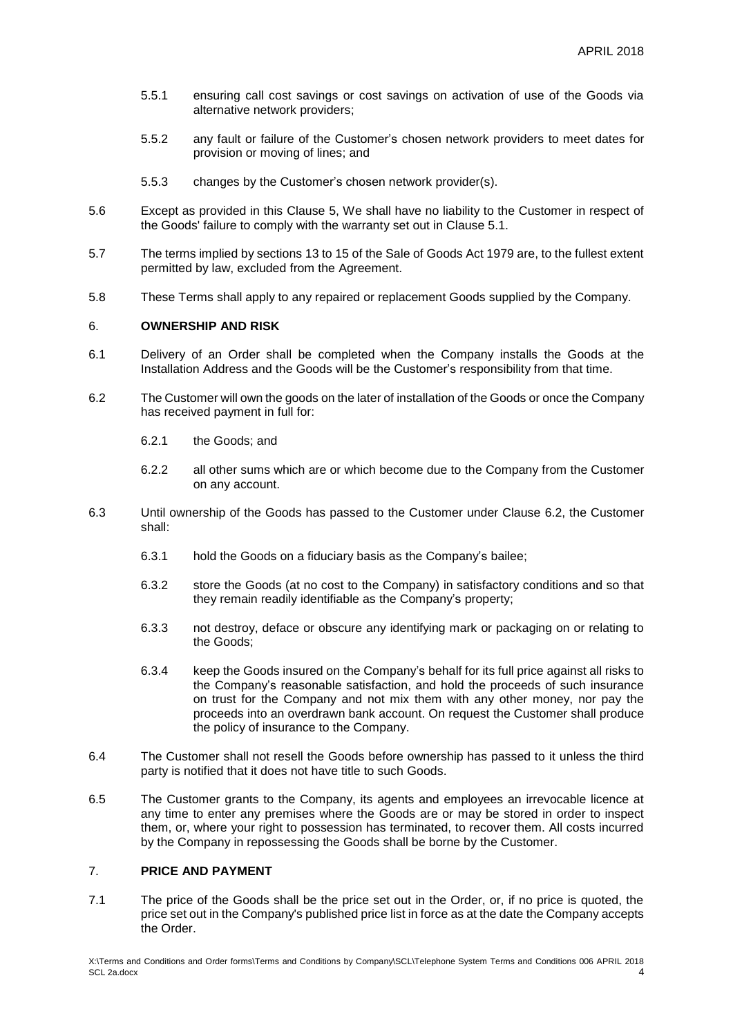5.5.1 ensuring call cost savings or cost savings on activation of use of the Goods via alternative network providers;

5.5.2 any fault or failure of the Customer's chosen network providers to meet dates for provision or moving of lines; and

5.5.3 changes by the Customer's chosen network provider(s).

5.6 Except as provided in this Clause 5, We shall have no liability to the Customer in respect of the Goods' failure to comply with the warranty set out in Clause 5.1.

5.7 The terms implied by sections 13 to 15 of the Sale of Goods Act 1979 are, to the fullest extent permitted by law, excluded from the Agreement.

5.8 These Terms shall apply to any repaired or replacement Goods supplied by the Company.

## 6. **OWNERSHIP AND RISK**

6.1 Delivery of an Order shall be completed when the Company installs the Goods at the Installation Address and the Goods will be the Customer's responsibility from that time.

6.2 The Customer will own the goods on the later of installation of the Goods or once the Company has received payment in full for:

6.2.1 the Goods; and

6.2.2 all other sums which are or which become due to the Company from the Customer on any account.

6.3 Until ownership of the Goods has passed to the Customer under Clause 6.2, the Customer shall:

6.3.1 hold the Goods on a fiduciary basis as the Company's bailee;

6.3.2 store the Goods (at no cost to the Company) in satisfactory conditions and so that they remain readily identifiable as the Company's property;

6.3.3 not destroy, deface or obscure any identifying mark or packaging on or relating to the Goods;

6.3.4 keep the Goods insured on the Company's behalf for its full price against all risks to the Company's reasonable satisfaction, and hold the proceeds of such insurance on trust for the Company and not mix them with any other money, nor pay the proceeds into an overdrawn bank account. On request the Customer shall produce the policy of insurance to the Company.

6.4 The Customer shall not resell the Goods before ownership has passed to it unless the third party is notified that it does not have title to such Goods.

6.5 The Customer grants to the Company, its agents and employees an irrevocable licence at any time to enter any premises where the Goods are or may be stored in order to inspect them, or, where your right to possession has terminated, to recover them. All costs incurred by the Company in repossessing the Goods shall be borne by the Customer.

## 7. **PRICE AND PAYMENT**

7.1 The price of the Goods shall be the price set out in the Order, or, if no price is quoted, the price set out in the Company's published price list in force as at the date the Company accepts the Order.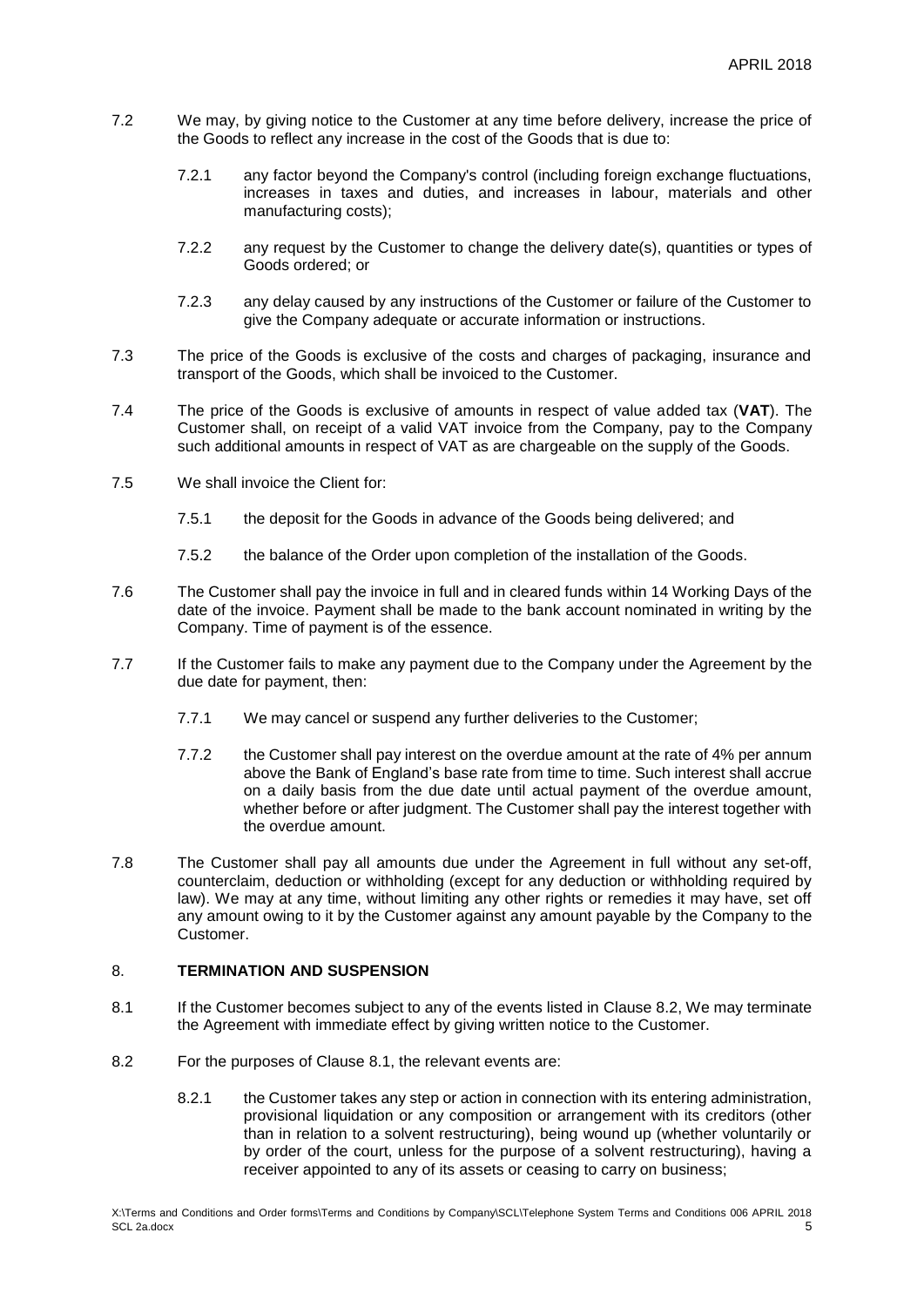7.2 We may, by giving notice to the Customer at any time before delivery, increase the price of the Goods to reflect any increase in the cost of the Goods that is due to:

7.2.1 any factor beyond the Company's control (including foreign exchange fluctuations, increases in taxes and duties, and increases in labour, materials and other manufacturing costs);

7.2.2 any request by the Customer to change the delivery date(s), quantities or types of Goods ordered; or

7.2.3 any delay caused by any instructions of the Customer or failure of the Customer to give the Company adequate or accurate information or instructions.

7.3 The price of the Goods is exclusive of the costs and charges of packaging, insurance and transport of the Goods, which shall be invoiced to the Customer.

7.4 The price of the Goods is exclusive of amounts in respect of value added tax (**VAT**). The Customer shall, on receipt of a valid VAT invoice from the Company, pay to the Company such additional amounts in respect of VAT as are chargeable on the supply of the Goods.

7.5 We shall invoice the Client for:

7.5.1 the deposit for the Goods in advance of the Goods being delivered; and

7.5.2 the balance of the Order upon completion of the installation of the Goods.

7.6 The Customer shall pay the invoice in full and in cleared funds within 14 Working Days of the date of the invoice. Payment shall be made to the bank account nominated in writing by the Company. Time of payment is of the essence.

7.7 If the Customer fails to make any payment due to the Company under the Agreement by the due date for payment, then:

7.7.1 We may cancel or suspend any further deliveries to the Customer;

7.7.2 the Customer shall pay interest on the overdue amount at the rate of 4% per annum above the Bank of England's base rate from time to time. Such interest shall accrue on a daily basis from the due date until actual payment of the overdue amount, whether before or after judgment. The Customer shall pay the interest together with the overdue amount.

7.8 The Customer shall pay all amounts due under the Agreement in full without any set-off, counterclaim, deduction or withholding (except for any deduction or withholding required by law). We may at any time, without limiting any other rights or remedies it may have, set off any amount owing to it by the Customer against any amount payable by the Company to the Customer.

## 8. TERMINATION AND SUSPENSION

8.1 If the Customer becomes subject to any of the events listed in Clause 8.2, We may terminate the Agreement with immediate effect by giving written notice to the Customer.

8.2 For the purposes of Clause 8.1, the relevant events are:

8.2.1 the Customer takes any step or action in connection with its entering administration, provisional liquidation or any composition or arrangement with its creditors (other than in relation to a solvent restructuring), being wound up (whether voluntarily or by order of the court, unless for the purpose of a solvent restructuring), having a receiver appointed to any of its assets or ceasing to carry on business;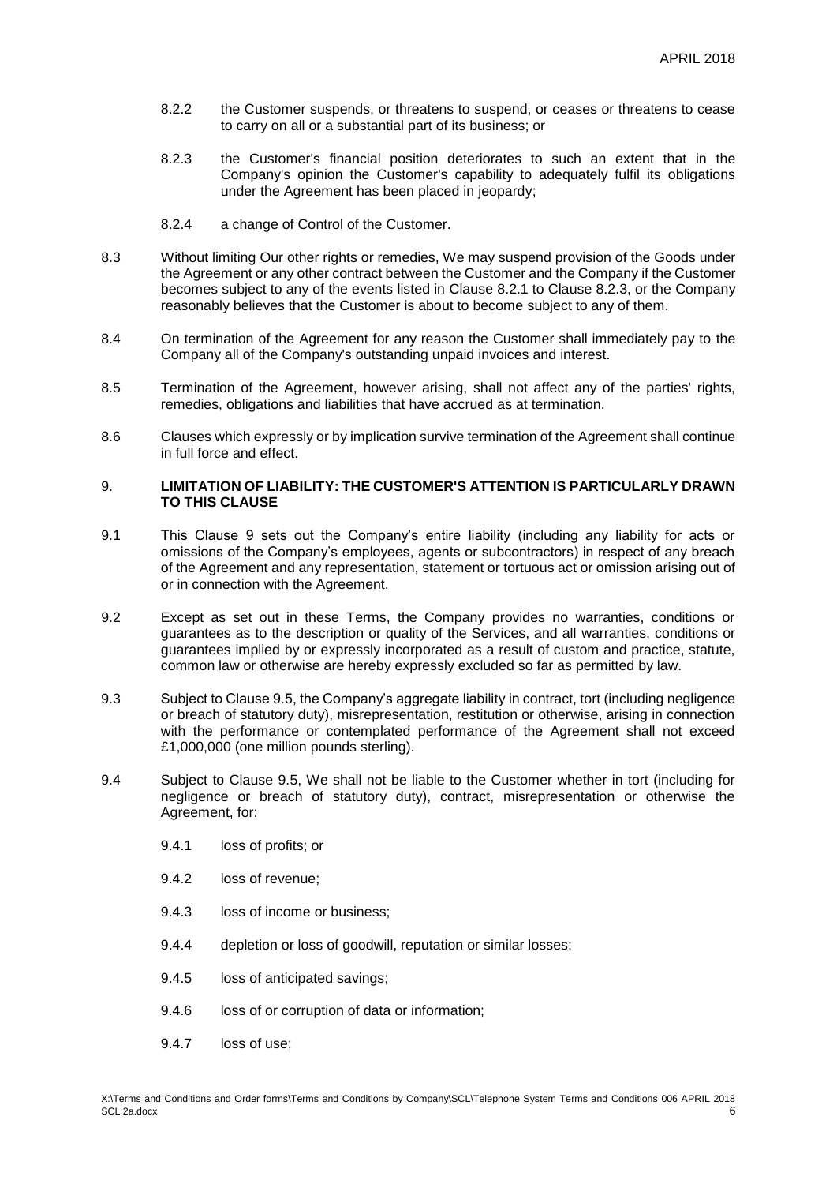8.2.2 the Customer suspends, or threatens to suspend, or ceases or threatens to cease to carry on all or a substantial part of its business; or

8.2.3 the Customer's financial position deteriorates to such an extent that in the Company's opinion the Customer's capability to adequately fulfil its obligations under the Agreement has been placed in jeopardy;

8.2.4 a change of Control of the Customer.

8.3 Without limiting Our other rights or remedies, We may suspend provision of the Goods under the Agreement or any other contract between the Customer and the Company if the Customer becomes subject to any of the events listed in Clause 8.2.1 to Clause 8.2.3, or the Company reasonably believes that the Customer is about to become subject to any of them.

8.4 On termination of the Agreement for any reason the Customer shall immediately pay to the Company all of the Company's outstanding unpaid invoices and interest.

8.5 Termination of the Agreement, however arising, shall not affect any of the parties' rights, remedies, obligations and liabilities that have accrued as at termination.

8.6 Clauses which expressly or by implication survive termination of the Agreement shall continue in full force and effect.

## 9. LIMITATION OF LIABILITY: THE CUSTOMER'S ATTENTION IS PARTICULARLY DRAWN TO THIS CLAUSE

9.1 This Clause 9 sets out the Company's entire liability (including any liability for acts or omissions of the Company's employees, agents or subcontractors) in respect of any breach of the Agreement and any representation, statement or tortuous act or omission arising out of or in connection with the Agreement.

9.2 Except as set out in these Terms, the Company provides no warranties, conditions or guarantees as to the description or quality of the Services, and all warranties, conditions or guarantees implied by or expressly incorporated as a result of custom and practice, statute, common law or otherwise are hereby expressly excluded so far as permitted by law.

9.3 Subject to Clause 9.5, the Company's aggregate liability in contract, tort (including negligence or breach of statutory duty), misrepresentation, restitution or otherwise, arising in connection with the performance or contemplated performance of the Agreement shall not exceed £1,000,000 (one million pounds sterling).

9.4 Subject to Clause 9.5, We shall not be liable to the Customer whether in tort (including for negligence or breach of statutory duty), contract, misrepresentation or otherwise the Agreement, for:

9.4.1 loss of profits; or

9.4.2 loss of revenue;

9.4.3 loss of income or business;

9.4.4 depletion or loss of goodwill, reputation or similar losses;

9.4.5 loss of anticipated savings;

9.4.6 loss of or corruption of data or information;

9.4.7 loss of use;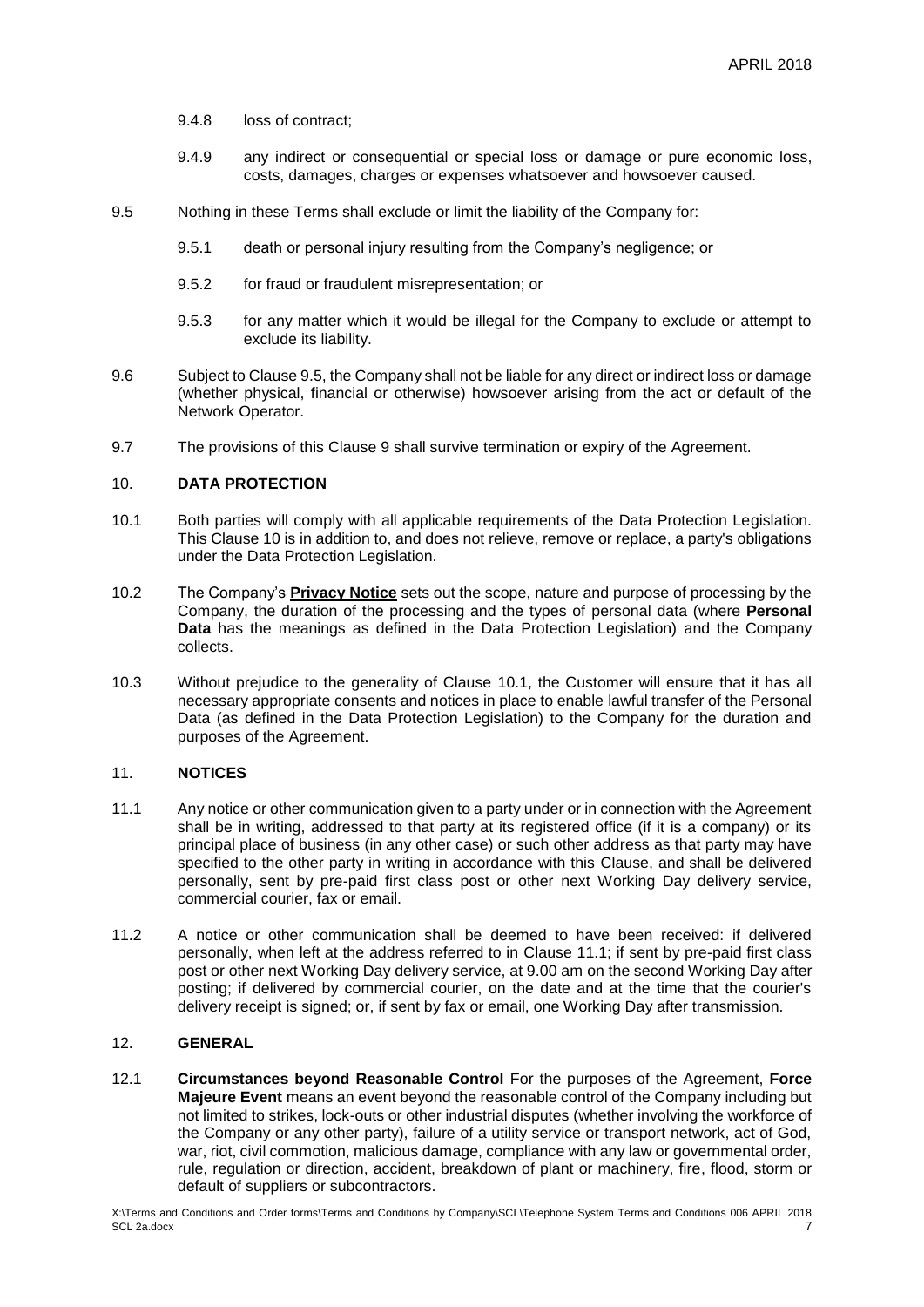9.4.8 loss of contract;

9.4.9 any indirect or consequential or special loss or damage or pure economic loss, costs, damages, charges or expenses whatsoever and howsoever caused.

9.5 Nothing in these Terms shall exclude or limit the liability of the Company for:

9.5.1 death or personal injury resulting from the Company's negligence; or

9.5.2 for fraud or fraudulent misrepresentation; or

9.5.3 for any matter which it would be illegal for the Company to exclude or attempt to exclude its liability.

9.6 Subject to Clause 9.5, the Company shall not be liable for any direct or indirect loss or damage (whether physical, financial or otherwise) howsoever arising from the act or default of the Network Operator.

9.7 The provisions of this Clause 9 shall survive termination or expiry of the Agreement.

## 10. DATA PROTECTION

10.1 Both parties will comply with all applicable requirements of the Data Protection Legislation. This Clause 10 is in addition to, and does not relieve, remove or replace, a party's obligations under the Data Protection Legislation.

10.2 The Company's **Privacy Notice** sets out the scope, nature and purpose of processing by the Company, the duration of the processing and the types of personal data (where **Personal Data** has the meanings as defined in the Data Protection Legislation) and the Company collects.

10.3 Without prejudice to the generality of Clause 10.1, the Customer will ensure that it has all necessary appropriate consents and notices in place to enable lawful transfer of the Personal Data (as defined in the Data Protection Legislation) to the Company for the duration and purposes of the Agreement.

## 11. NOTICES

11.1 Any notice or other communication given to a party under or in connection with the Agreement shall be in writing, addressed to that party at its registered office (if it is a company) or its principal place of business (in any other case) or such other address as that party may have specified to the other party in writing in accordance with this Clause, and shall be delivered personally, sent by pre-paid first class post or other next Working Day delivery service, commercial courier, fax or email.

11.2 A notice or other communication shall be deemed to have been received: if delivered personally, when left at the address referred to in Clause 11.1; if sent by pre-paid first class post or other next Working Day delivery service, at 9.00 am on the second Working Day after posting; if delivered by commercial courier, on the date and at the time that the courier's delivery receipt is signed; or, if sent by fax or email, one Working Day after transmission.

## 12. GENERAL

12.1 **Circumstances beyond Reasonable Control** For the purposes of the Agreement, **Force Majeure Event** means an event beyond the reasonable control of the Company including but not limited to strikes, lock-outs or other industrial disputes (whether involving the workforce of the Company or any other party), failure of a utility service or transport network, act of God, war, riot, civil commotion, malicious damage, compliance with any law or governmental order, rule, regulation or direction, accident, breakdown of plant or machinery, fire, flood, storm or default of suppliers or subcontractors.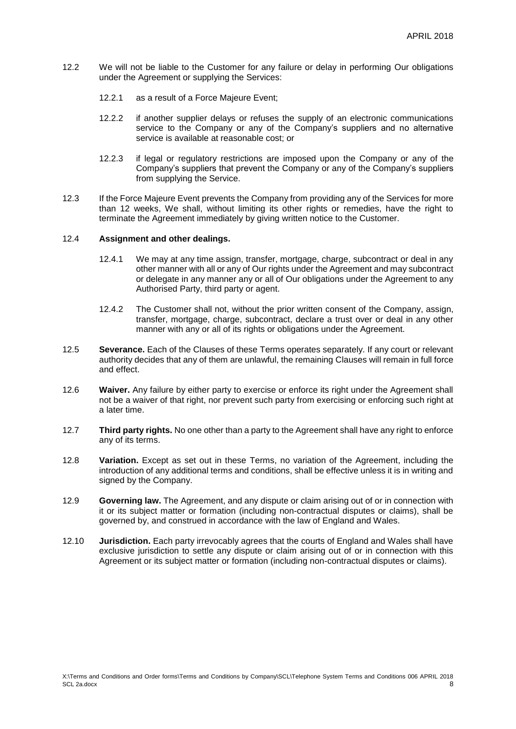12.2 We will not be liable to the Customer for any failure or delay in performing Our obligations under the Agreement or supplying the Services:

12.2.1 as a result of a Force Majeure Event;

12.2.2 if another supplier delays or refuses the supply of an electronic communications service to the Company or any of the Company's suppliers and no alternative service is available at reasonable cost; or

12.2.3 if legal or regulatory restrictions are imposed upon the Company or any of the Company's suppliers that prevent the Company or any of the Company's suppliers from supplying the Service.

12.3 If the Force Majeure Event prevents the Company from providing any of the Services for more than 12 weeks, We shall, without limiting its other rights or remedies, have the right to terminate the Agreement immediately by giving written notice to the Customer.

12.4 **Assignment and other dealings.**

12.4.1 We may at any time assign, transfer, mortgage, charge, subcontract or deal in any other manner with all or any of Our rights under the Agreement and may subcontract or delegate in any manner any or all of Our obligations under the Agreement to any Authorised Party, third party or agent.

12.4.2 The Customer shall not, without the prior written consent of the Company, assign, transfer, mortgage, charge, subcontract, declare a trust over or deal in any other manner with any or all of its rights or obligations under the Agreement.

12.5 **Severance.** Each of the Clauses of these Terms operates separately. If any court or relevant authority decides that any of them are unlawful, the remaining Clauses will remain in full force and effect.

12.6 **Waiver.** Any failure by either party to exercise or enforce its right under the Agreement shall not be a waiver of that right, nor prevent such party from exercising or enforcing such right at a later time.

12.7 **Third party rights.** No one other than a party to the Agreement shall have any right to enforce any of its terms.

12.8 **Variation.** Except as set out in these Terms, no variation of the Agreement, including the introduction of any additional terms and conditions, shall be effective unless it is in writing and signed by the Company.

12.9 **Governing law.** The Agreement, and any dispute or claim arising out of or in connection with it or its subject matter or formation (including non-contractual disputes or claims), shall be governed by, and construed in accordance with the law of England and Wales.

12.10 **Jurisdiction.** Each party irrevocably agrees that the courts of England and Wales shall have exclusive jurisdiction to settle any dispute or claim arising out of or in connection with this Agreement or its subject matter or formation (including non-contractual disputes or claims).